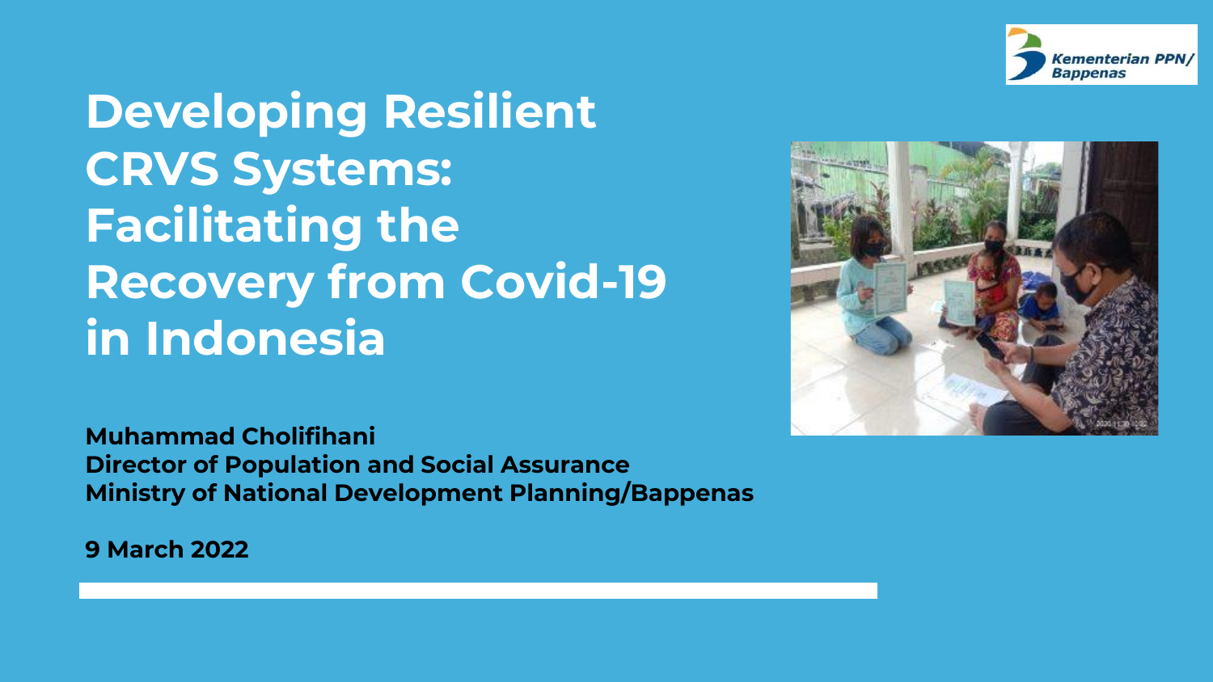# Developing Resilient CRVS Systems: Facilitating the Recovery from Covid-19 in Indonesia

Kementerian PPN/ Bappenas

**Muhammad Cholifihani**
**Director of Population and Social Assurance**
**Ministry of National Development Planning/Bappenas**

**9 March 2022**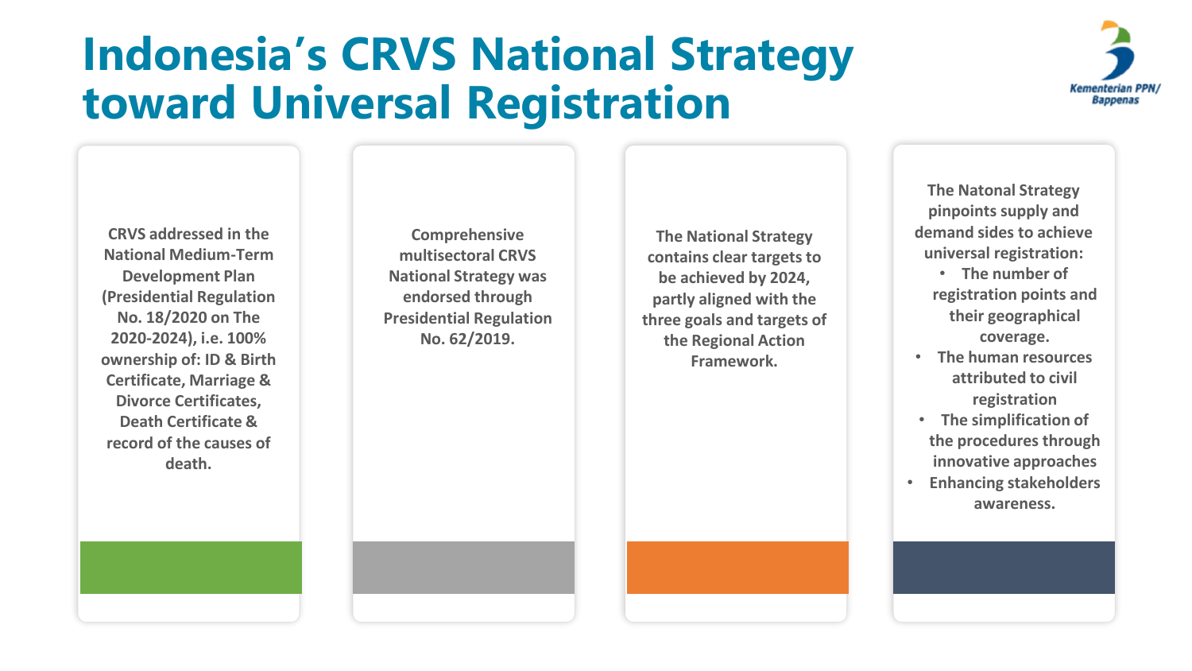# Indonesia's CRVS National Strategy toward Universal Registration

**CRVS addressed in the National Medium-Term Development Plan (Presidential Regulation No. 18/2020 on The 2020-2024), i.e. 100% ownership of: ID & Birth Certificate, Marriage & Divorce Certificates, Death Certificate & record of the causes of death.**

**Comprehensive multisectoral CRVS National Strategy was endorsed through Presidential Regulation No. 62/2019.**

**The National Strategy contains clear targets to be achieved by 2024, partly aligned with the three goals and targets of the Regional Action Framework.**

**The Natonal Strategy pinpoints supply and demand sides to achieve universal registration:**

- **The number of registration points and their geographical coverage.**
- **The human resources attributed to civil registration**
- **The simplification of the procedures through innovative approaches**
- **Enhancing stakeholders awareness.**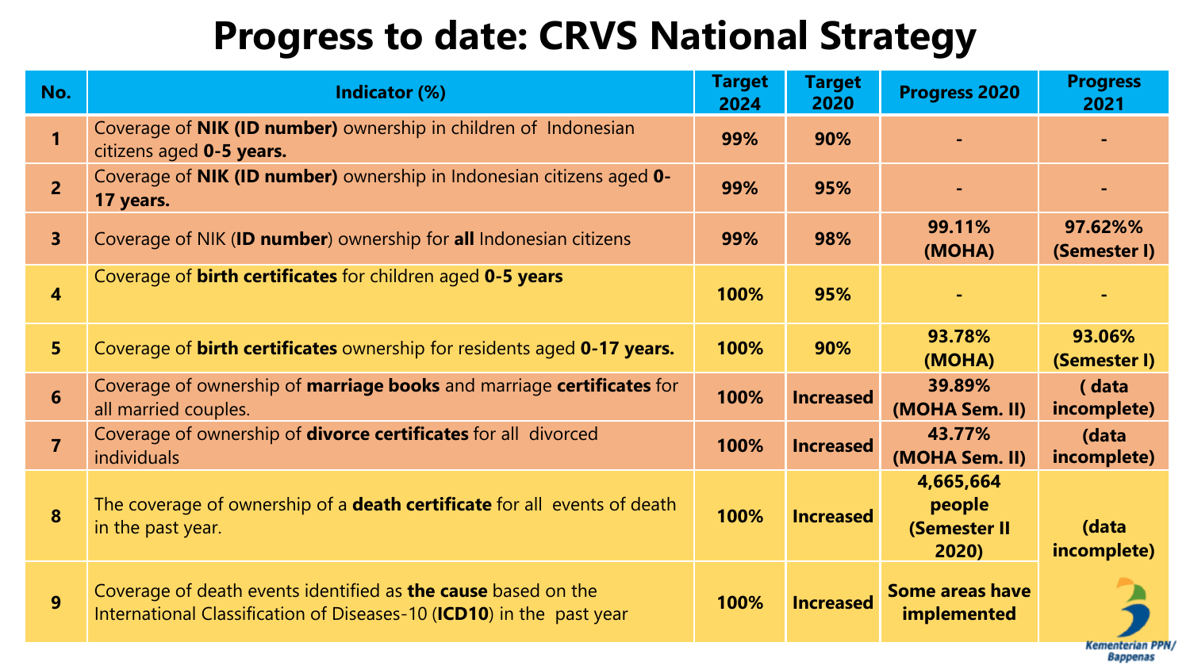# Progress to date: CRVS National Strategy

| No. | Indicator (%) | Target 2024 | Target 2020 | Progress 2020 | Progress 2021 |
|---|---|---|---|---|---|
| 1 | Coverage of **NIK (ID number)** ownership in children of Indonesian citizens aged **0-5 years.** | **99%** | **90%** | **-** | **-** |
| 2 | Coverage of **NIK (ID number)** ownership in Indonesian citizens aged **0-17 years.** | **99%** | **95%** | **-** | **-** |
| 3 | Coverage of NIK (**ID number**) ownership for **all** Indonesian citizens | **99%** | **98%** | **99.11% (MOHA)** | **97.62%% (Semester I)** |
| 4 | Coverage of **birth certificates** for children aged **0-5 years** | **100%** | **95%** | **-** | **-** |
| 5 | Coverage of **birth certificates** ownership for residents aged **0-17 years.** | **100%** | **90%** | **93.78% (MOHA)** | **93.06% (Semester I)** |
| 6 | Coverage of ownership of **marriage books** and marriage **certificates** for all married couples. | **100%** | **Increased** | **39.89% (MOHA Sem. II)** | **( data incomplete)** |
| 7 | Coverage of ownership of **divorce certificates** for all divorced individuals | **100%** | **Increased** | **43.77% (MOHA Sem. II)** | **(data incomplete)** |
| 8 | The coverage of ownership of a **death certificate** for all events of death in the past year. | **100%** | **Increased** | **4,665,664 people (Semester II 2020)** | **(data incomplete)** |
| 9 | Coverage of death events identified as **the cause** based on the International Classification of Diseases-10 (**ICD10**) in the past year | **100%** | **Increased** | **Some areas have implemented** | |

Kementerian PPN/ Bappenas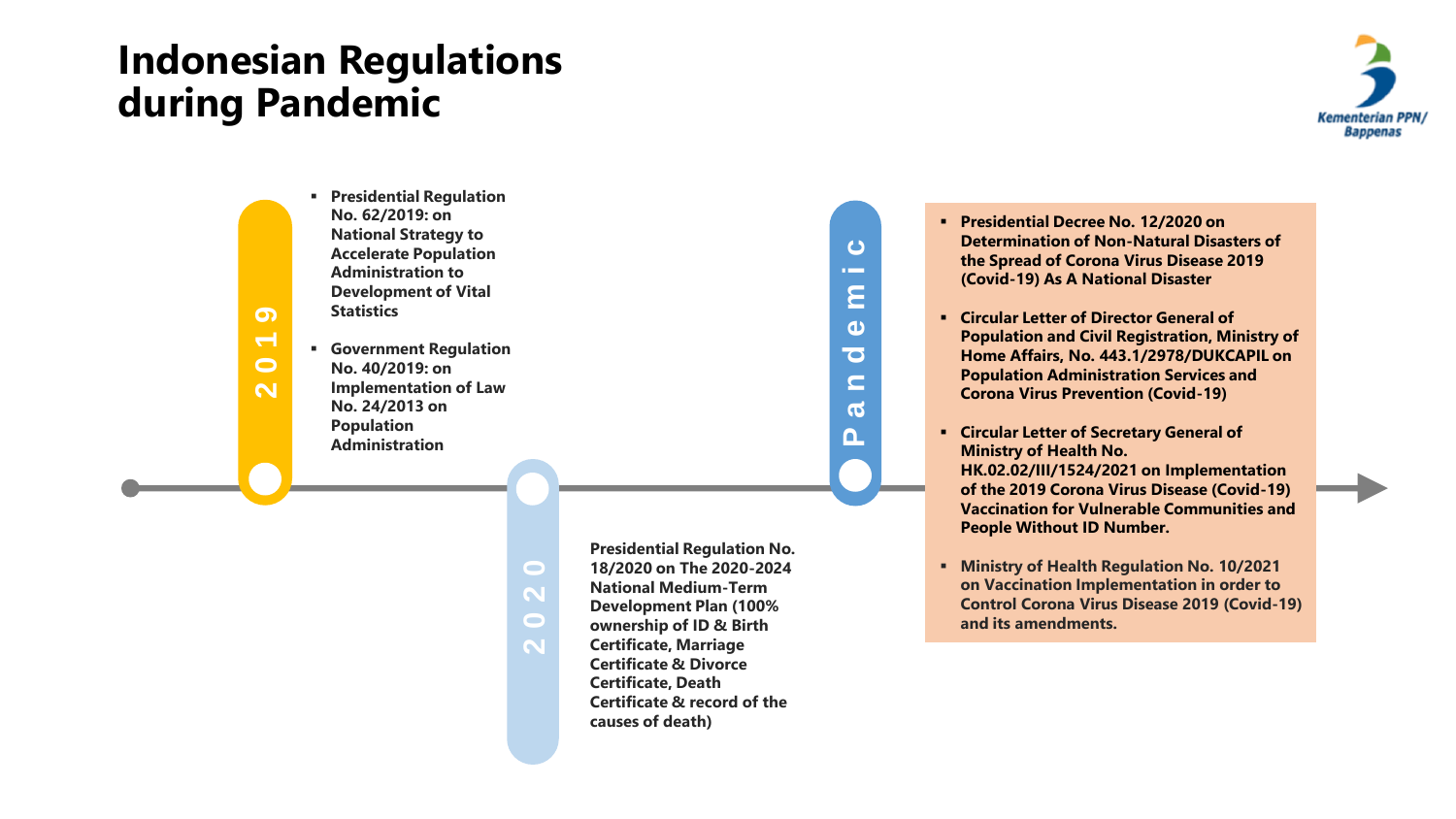# Indonesian Regulations during Pandemic

Kementerian PPN/ Bappenas

## 2019

- Presidential Regulation No. 62/2019: on National Strategy to Accelerate Population Administration to Development of Vital Statistics
- Government Regulation No. 40/2019: on Implementation of Law No. 24/2013 on Population Administration

## 2020

Presidential Regulation No. 18/2020 on The 2020-2024 National Medium-Term Development Plan (100% ownership of ID & Birth Certificate, Marriage Certificate & Divorce Certificate, Death Certificate & record of the causes of death)

## Pandemic

- Presidential Decree No. 12/2020 on Determination of Non-Natural Disasters of the Spread of Corona Virus Disease 2019 (Covid-19) As A National Disaster
- Circular Letter of Director General of Population and Civil Registration, Ministry of Home Affairs, No. 443.1/2978/DUKCAPIL on Population Administration Services and Corona Virus Prevention (Covid-19)
- Circular Letter of Secretary General of Ministry of Health No. HK.02.02/III/1524/2021 on Implementation of the 2019 Corona Virus Disease (Covid-19) Vaccination for Vulnerable Communities and People Without ID Number.
- Ministry of Health Regulation No. 10/2021 on Vaccination Implementation in order to Control Corona Virus Disease 2019 (Covid-19) and its amendments.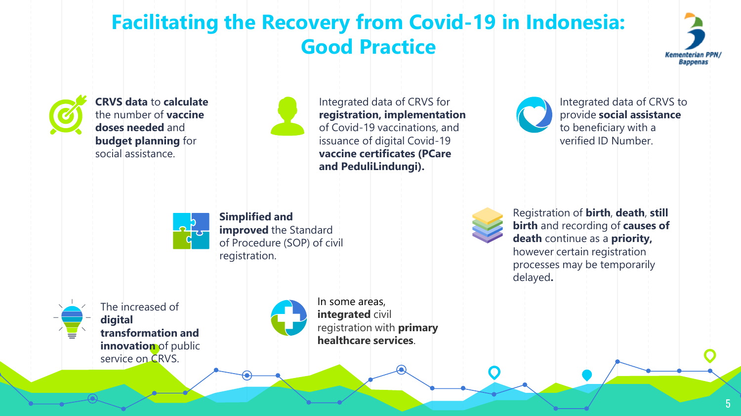# Facilitating the Recovery from Covid-19 in Indonesia: Good Practice

- **CRVS data** to **calculate** the number of **vaccine doses needed** and **budget planning** for social assistance.
- Integrated data of CRVS for **registration, implementation** of Covid-19 vaccinations, and issuance of digital Covid-19 **vaccine certificates (PCare and PeduliLindungi).**
- Integrated data of CRVS to provide **social assistance** to beneficiary with a verified ID Number.
- **Simplified and improved** the Standard of Procedure (SOP) of civil registration.
- Registration of **birth**, **death**, **still birth** and recording of **causes of death** continue as a **priority,** however certain registration processes may be temporarily delayed**.**
- The increased of **digital transformation and innovation** of public service on CRVS.
- In some areas, **integrated** civil registration with **primary healthcare services**.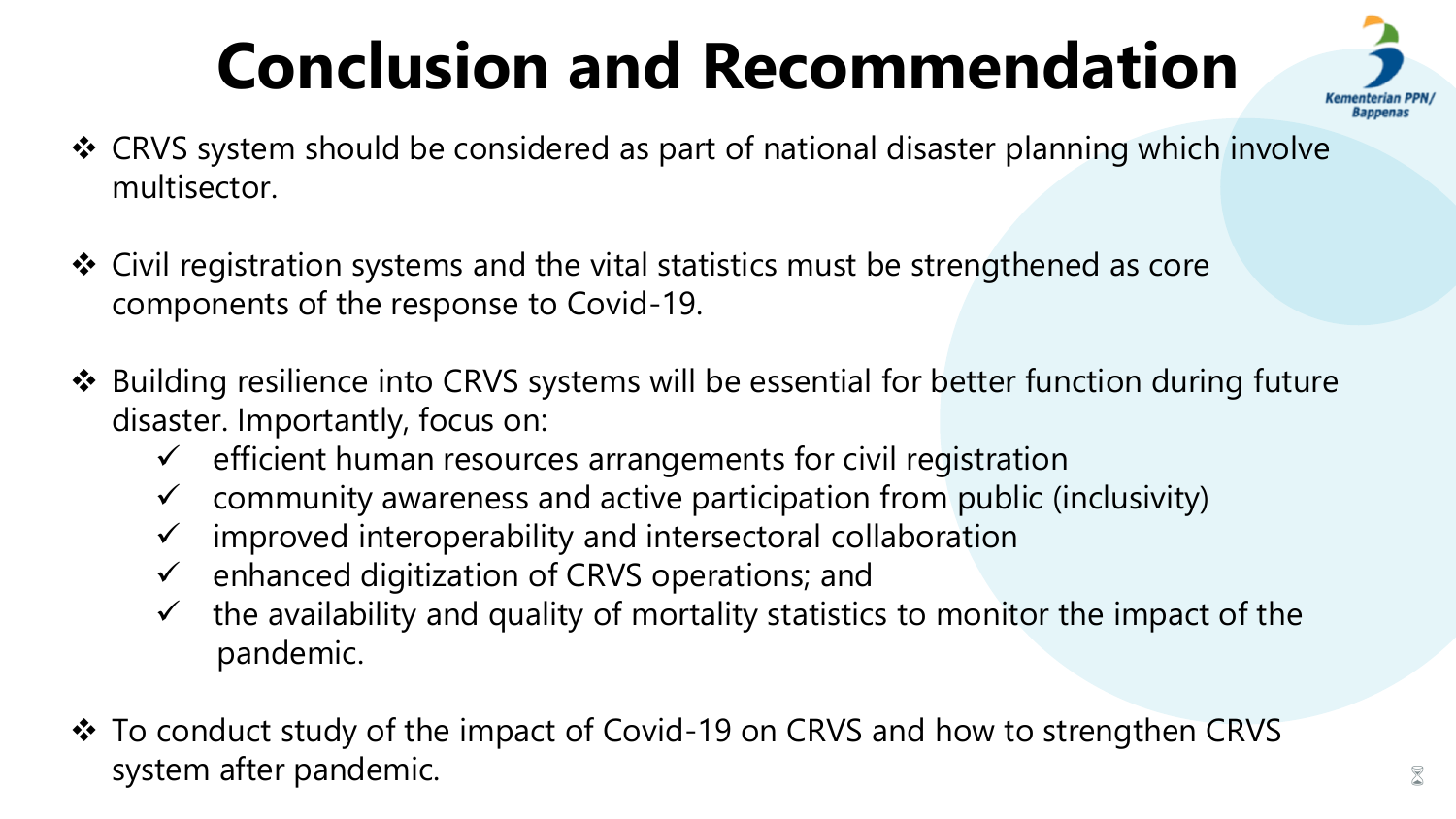# Conclusion and Recommendation

- CRVS system should be considered as part of national disaster planning which involve multisector.
- Civil registration systems and the vital statistics must be strengthened as core components of the response to Covid-19.
- Building resilience into CRVS systems will be essential for better function during future disaster. Importantly, focus on:
  - ✓ efficient human resources arrangements for civil registration
  - ✓ community awareness and active participation from public (inclusivity)
  - ✓ improved interoperability and intersectoral collaboration
  - ✓ enhanced digitization of CRVS operations; and
  - ✓ the availability and quality of mortality statistics to monitor the impact of the pandemic.
- To conduct study of the impact of Covid-19 on CRVS and how to strengthen CRVS system after pandemic.